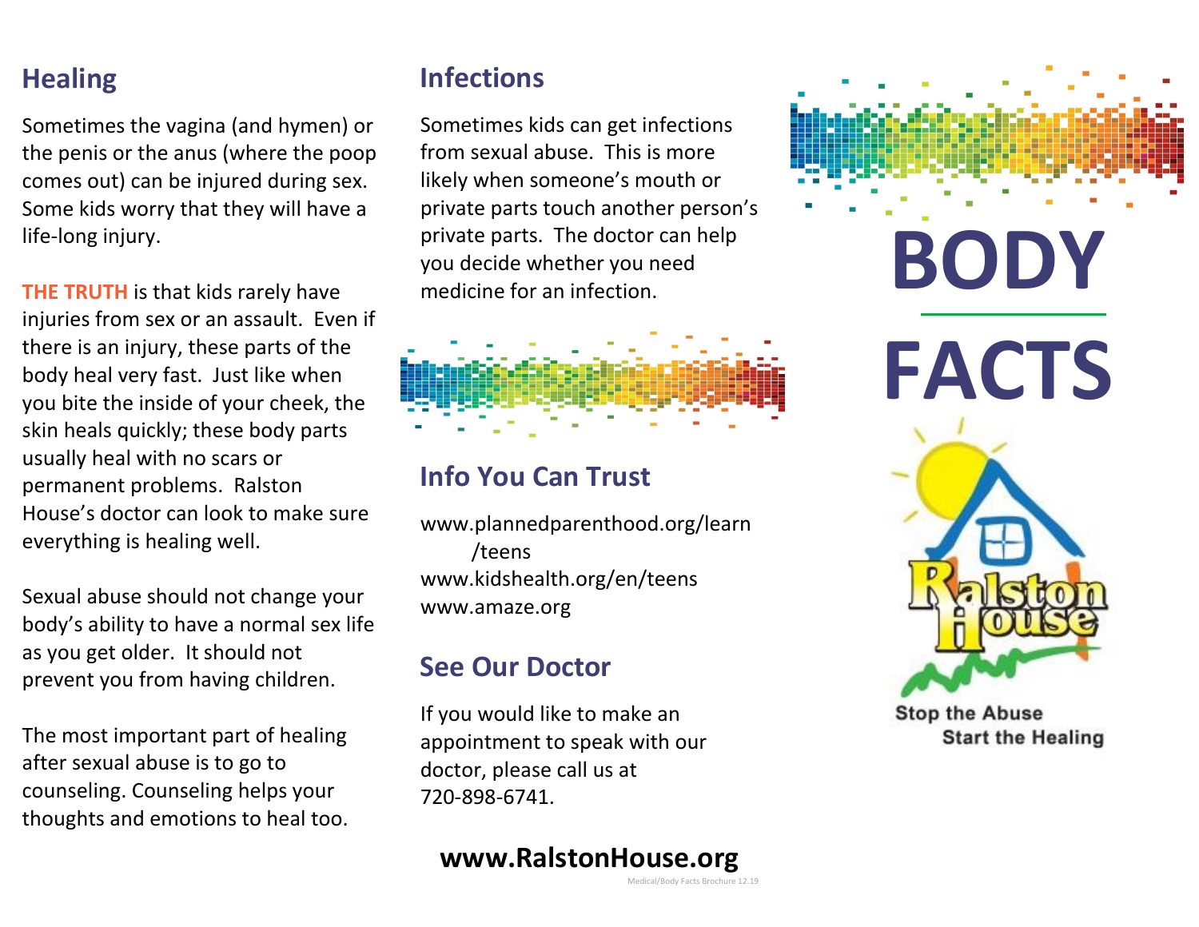## Healing

Sometimes the vagina (and hymen) or the penis or the anus (where the poop comes out) can be injured during sex. Some kids worry that they will have a life-long injury.

**THE TRUTH** is that kids rarely have injuries from sex or an assault. Even if there is an injury, these parts of the body heal very fast. Just like when you bite the inside of your cheek, the skin heals quickly; these body parts usually heal with no scars or permanent problems. Ralston House's doctor can look to make sure everything is healing well.

Sexual abuse should not change your body's ability to have a normal sex life as you get older. It should not prevent you from having children.

The most important part of healing after sexual abuse is to go to counseling. Counseling helps your thoughts and emotions to heal too.

## Infections

Sometimes kids can get infections from sexual abuse. This is more likely when someone's mouth or private parts touch another person's private parts. The doctor can help you decide whether you need medicine for an infection.

## Info You Can Trust

www.plannedparenthood.org/learn/teens
www.kidshealth.org/en/teens
www.amaze.org

## See Our Doctor

If you would like to make an appointment to speak with our doctor, please call us at 720-898-6741.

**www.RalstonHouse.org**

Medical/Body Facts Brochure 12.19

# BODY FACTS

Ralston House

Stop the Abuse
Start the Healing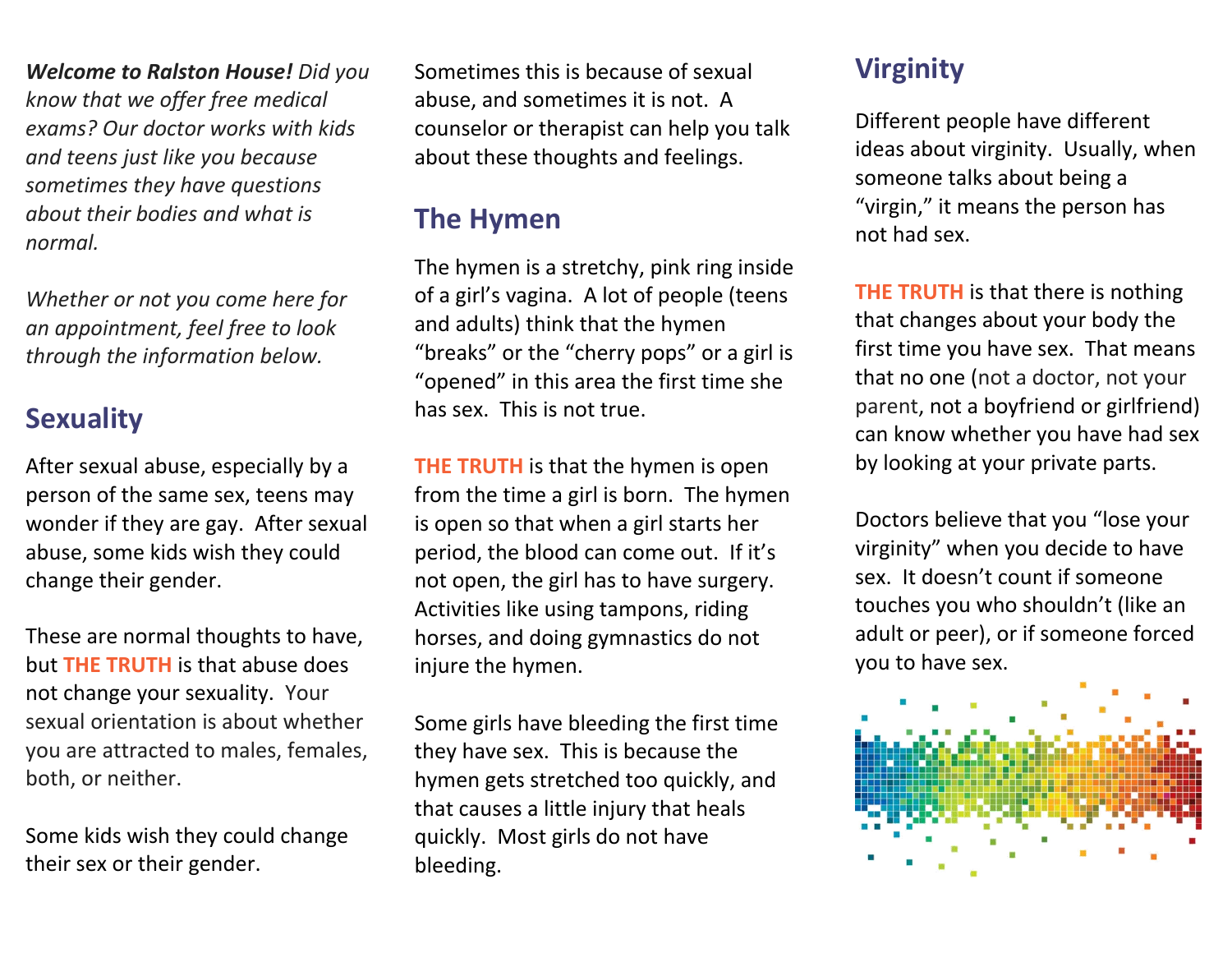***Welcome to Ralston House!*** *Did you know that we offer free medical exams? Our doctor works with kids and teens just like you because sometimes they have questions about their bodies and what is normal.*

*Whether or not you come here for an appointment, feel free to look through the information below.*

## Sexuality

After sexual abuse, especially by a person of the same sex, teens may wonder if they are gay. After sexual abuse, some kids wish they could change their gender.

These are normal thoughts to have, but THE TRUTH is that abuse does not change your sexuality. Your sexual orientation is about whether you are attracted to males, females, both, or neither.

Some kids wish they could change their sex or their gender. Sometimes this is because of sexual abuse, and sometimes it is not. A counselor or therapist can help you talk about these thoughts and feelings.

## The Hymen

The hymen is a stretchy, pink ring inside of a girl's vagina. A lot of people (teens and adults) think that the hymen "breaks" or the "cherry pops" or a girl is "opened" in this area the first time she has sex. This is not true.

THE TRUTH is that the hymen is open from the time a girl is born. The hymen is open so that when a girl starts her period, the blood can come out. If it's not open, the girl has to have surgery. Activities like using tampons, riding horses, and doing gymnastics do not injure the hymen.

Some girls have bleeding the first time they have sex. This is because the hymen gets stretched too quickly, and that causes a little injury that heals quickly. Most girls do not have bleeding.

## Virginity

Different people have different ideas about virginity. Usually, when someone talks about being a "virgin," it means the person has not had sex.

THE TRUTH is that there is nothing that changes about your body the first time you have sex. That means that no one (not a doctor, not your parent, not a boyfriend or girlfriend) can know whether you have had sex by looking at your private parts.

Doctors believe that you "lose your virginity" when you decide to have sex. It doesn't count if someone touches you who shouldn't (like an adult or peer), or if someone forced you to have sex.